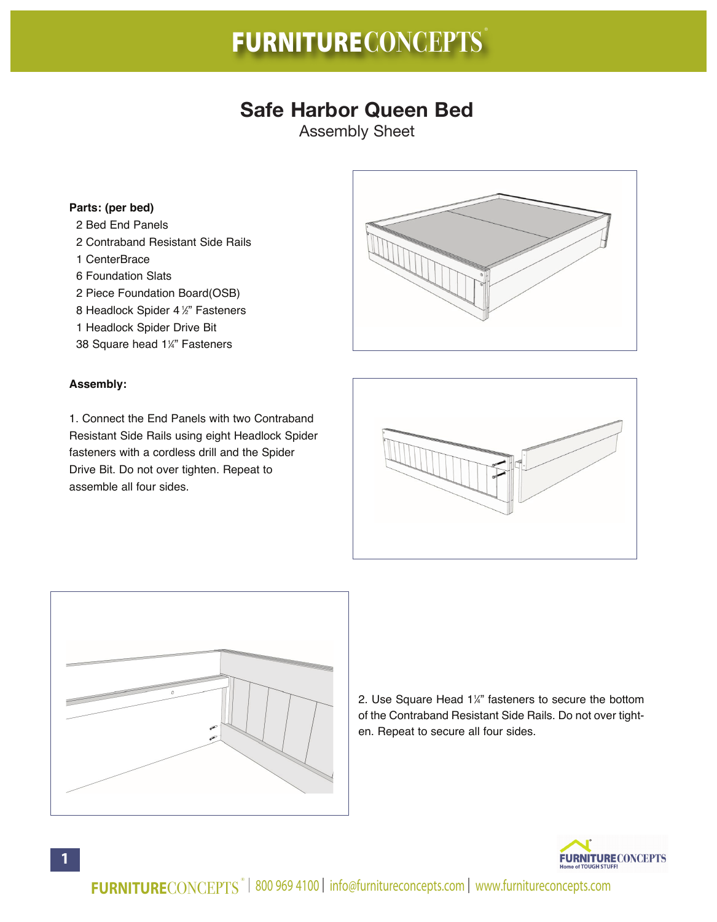# FURNITURECONCEPTS

## Safe Harbor Queen Bed

Assembly Sheet

**Parts: (per bed)**

- 2 Bed End Panels
- 2 Contraband Resistant Side Rails
- 1 CenterBrace
- 6 Foundation Slats
- 2 Piece Foundation Board(OSB)
- 8 Headlock Spider 4 ½" Fasteners
- 1 Headlock Spider Drive Bit
- 38 Square head 1¼" Fasteners

**Assembly:**

1. Connect the End Panels with two Contraband Resistant Side Rails using eight Headlock Spider fasteners with a cordless drill and the Spider Drive Bit. Do not over tighten. Repeat to assemble all four sides.

2. Use Square Head 1¼" fasteners to secure the bottom of the Contraband Resistant Side Rails. Do not over tighten. Repeat to secure all four sides.

FURNITURECONCEPTS | 800 969 4100 | info@furnitureconcepts.com | www.furnitureconcepts.com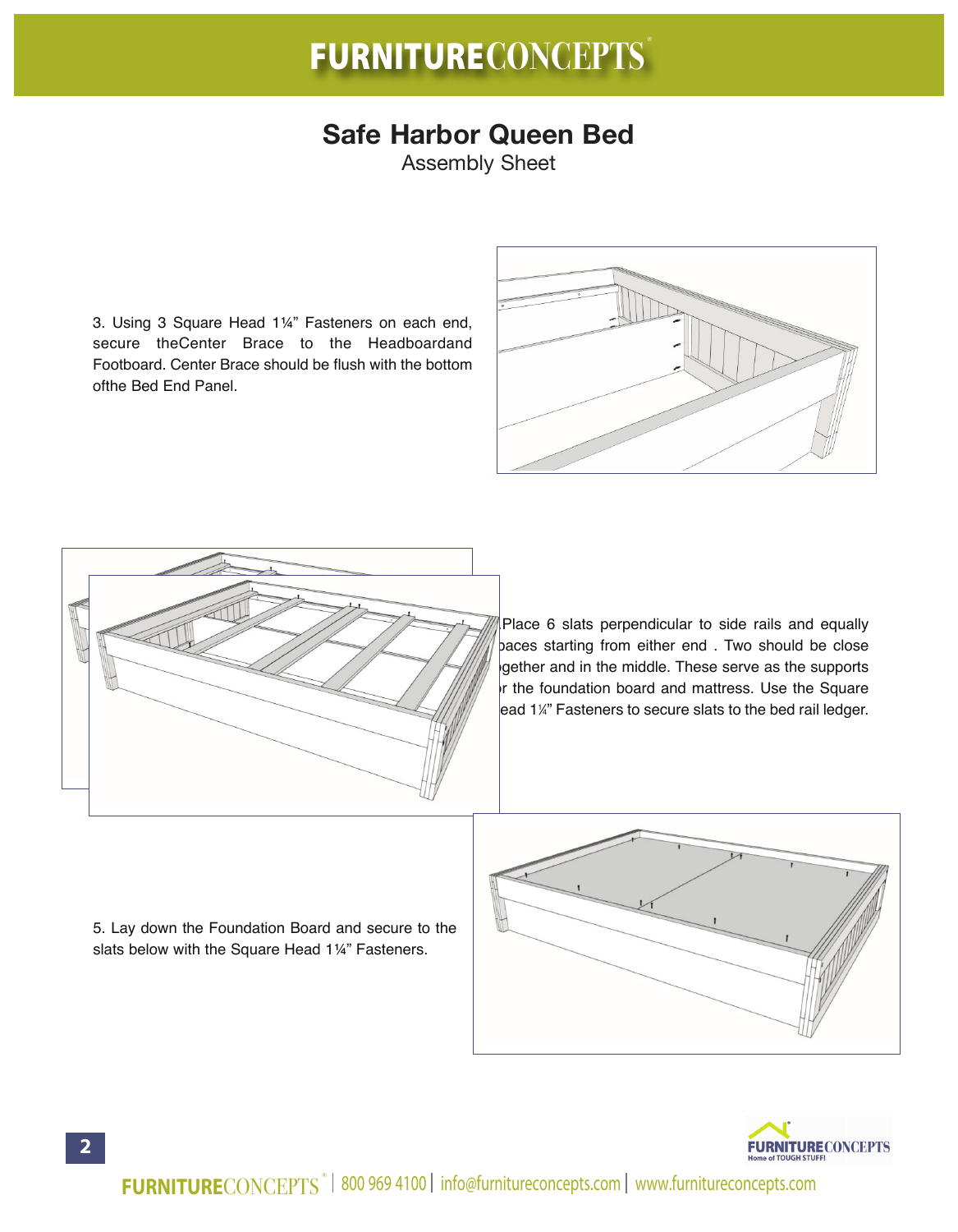# Safe Harbor Queen Bed

Assembly Sheet

3. Using 3 Square Head 1¼" Fasteners on each end, secure theCenter Brace to the Headboardand Footboard. Center Brace should be flush with the bottom ofthe Bed End Panel.

Place 6 slats perpendicular to side rails and equally paces starting from either end . Two should be close gether and in the middle. These serve as the supports r the foundation board and mattress. Use the Square ead 1¼" Fasteners to secure slats to the bed rail ledger.

5. Lay down the Foundation Board and secure to the slats below with the Square Head 1¼" Fasteners.